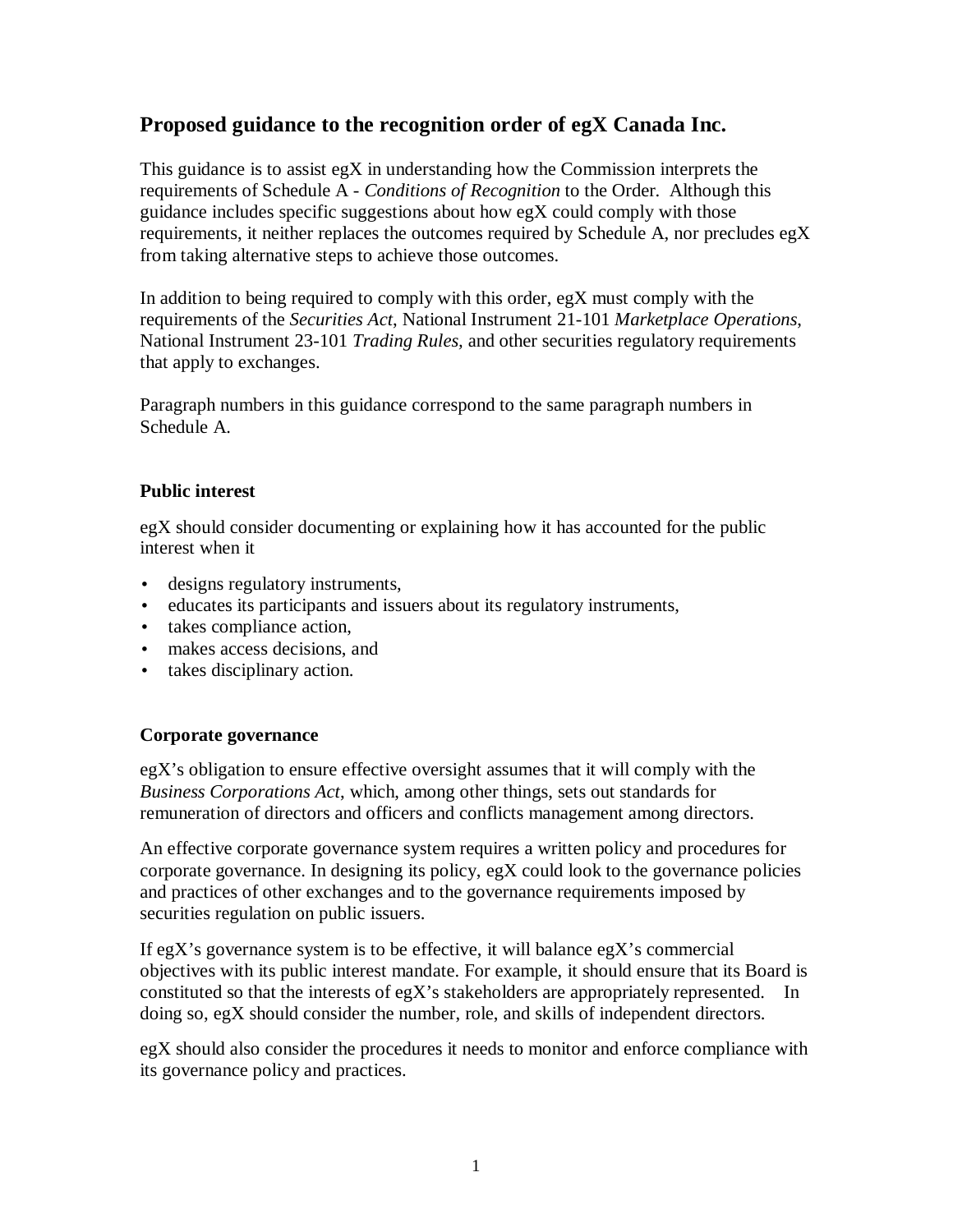## Proposed guidance to the recognition order of egX Canada Inc.

This guidance is to assist egX in understanding how the Commission interprets the requirements of Schedule A - *Conditions of Recognition* to the Order. Although this guidance includes specific suggestions about how egX could comply with those requirements, it neither replaces the outcomes required by Schedule A, nor precludes egX from taking alternative steps to achieve those outcomes.

In addition to being required to comply with this order, egX must comply with the requirements of the *Securities Act*, National Instrument 21-101 *Marketplace Operations*, National Instrument 23-101 *Trading Rules*, and other securities regulatory requirements that apply to exchanges.

Paragraph numbers in this guidance correspond to the same paragraph numbers in Schedule A.

### Public interest

egX should consider documenting or explaining how it has accounted for the public interest when it

- designs regulatory instruments,
- educates its participants and issuers about its regulatory instruments,
- takes compliance action,
- makes access decisions, and
- takes disciplinary action.

### Corporate governance

egX's obligation to ensure effective oversight assumes that it will comply with the *Business Corporations Act*, which, among other things, sets out standards for remuneration of directors and officers and conflicts management among directors.

An effective corporate governance system requires a written policy and procedures for corporate governance. In designing its policy, egX could look to the governance policies and practices of other exchanges and to the governance requirements imposed by securities regulation on public issuers.

If egX's governance system is to be effective, it will balance egX's commercial objectives with its public interest mandate. For example, it should ensure that its Board is constituted so that the interests of egX's stakeholders are appropriately represented. In doing so, egX should consider the number, role, and skills of independent directors.

egX should also consider the procedures it needs to monitor and enforce compliance with its governance policy and practices.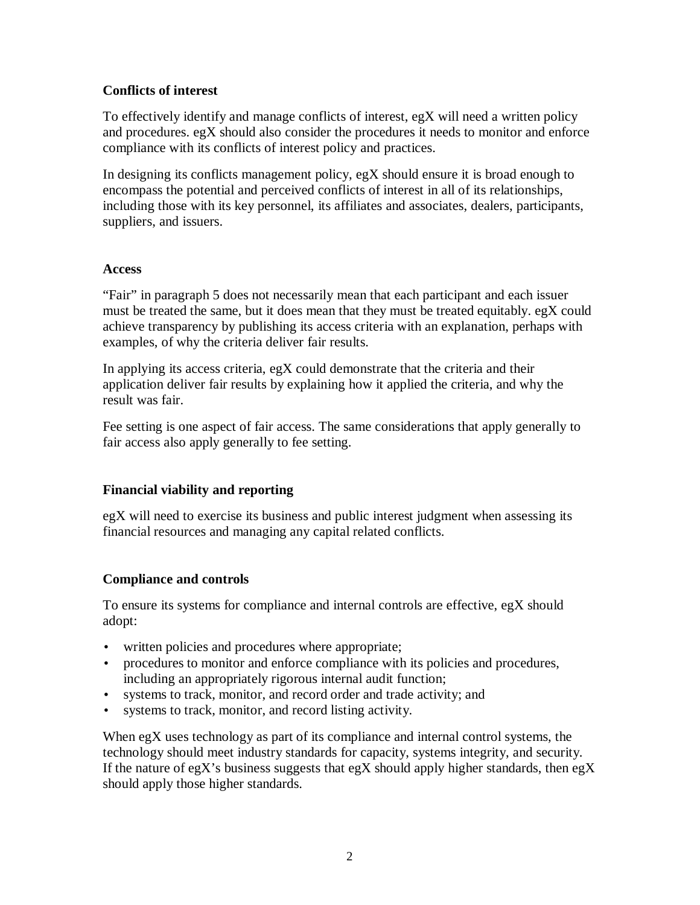**Conflicts of interest**

To effectively identify and manage conflicts of interest, egX will need a written policy and procedures. egX should also consider the procedures it needs to monitor and enforce compliance with its conflicts of interest policy and practices.

In designing its conflicts management policy, egX should ensure it is broad enough to encompass the potential and perceived conflicts of interest in all of its relationships, including those with its key personnel, its affiliates and associates, dealers, participants, suppliers, and issuers.

**Access**

"Fair" in paragraph 5 does not necessarily mean that each participant and each issuer must be treated the same, but it does mean that they must be treated equitably. egX could achieve transparency by publishing its access criteria with an explanation, perhaps with examples, of why the criteria deliver fair results.

In applying its access criteria, egX could demonstrate that the criteria and their application deliver fair results by explaining how it applied the criteria, and why the result was fair.

Fee setting is one aspect of fair access. The same considerations that apply generally to fair access also apply generally to fee setting.

**Financial viability and reporting**

egX will need to exercise its business and public interest judgment when assessing its financial resources and managing any capital related conflicts.

**Compliance and controls**

To ensure its systems for compliance and internal controls are effective, egX should adopt:

- written policies and procedures where appropriate;
- procedures to monitor and enforce compliance with its policies and procedures, including an appropriately rigorous internal audit function;
- systems to track, monitor, and record order and trade activity; and
- systems to track, monitor, and record listing activity.

When egX uses technology as part of its compliance and internal control systems, the technology should meet industry standards for capacity, systems integrity, and security. If the nature of egX's business suggests that egX should apply higher standards, then egX should apply those higher standards.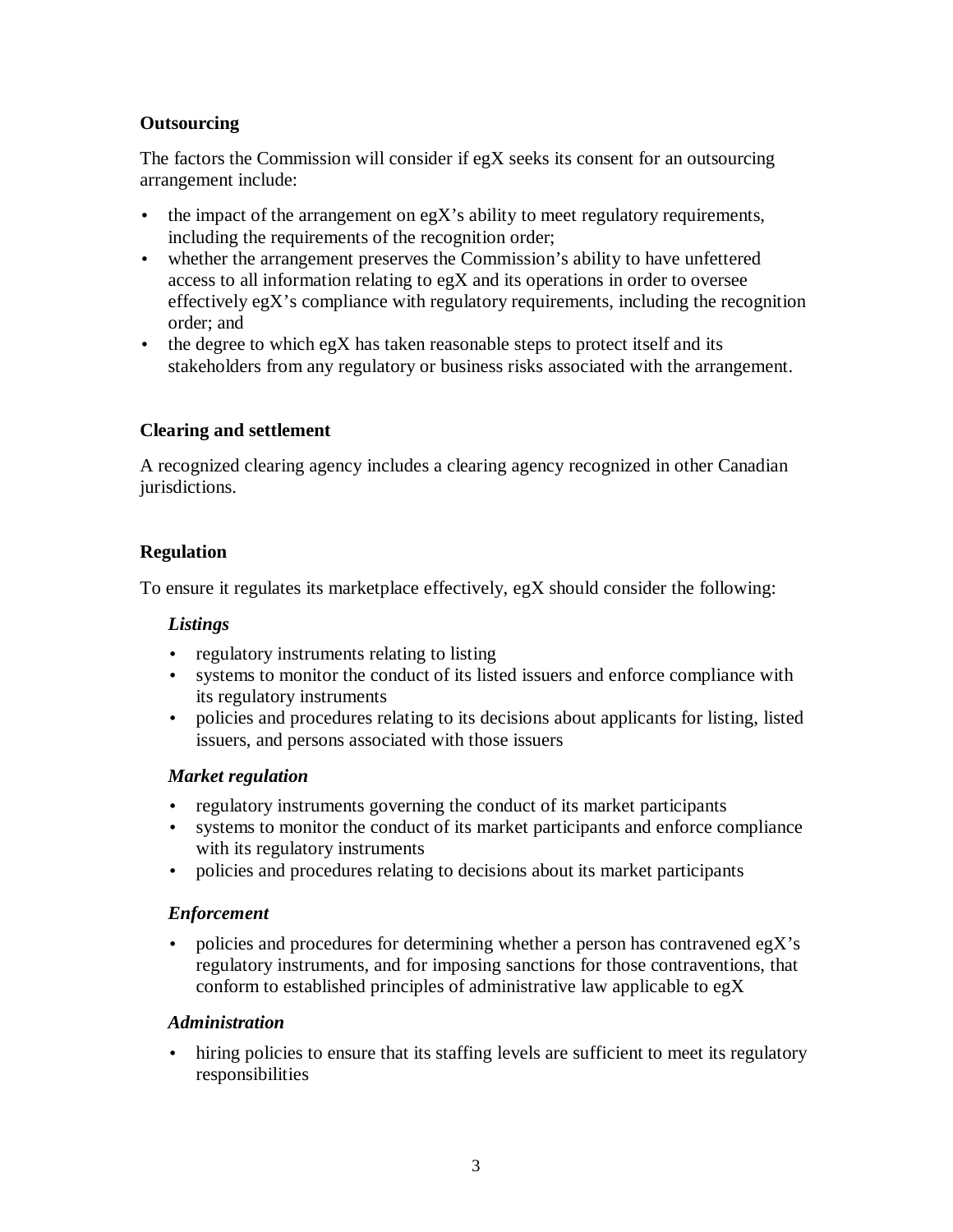**Outsourcing**

The factors the Commission will consider if egX seeks its consent for an outsourcing arrangement include:

- the impact of the arrangement on egX's ability to meet regulatory requirements, including the requirements of the recognition order;
- whether the arrangement preserves the Commission's ability to have unfettered access to all information relating to egX and its operations in order to oversee effectively egX's compliance with regulatory requirements, including the recognition order; and
- the degree to which egX has taken reasonable steps to protect itself and its stakeholders from any regulatory or business risks associated with the arrangement.

**Clearing and settlement**

A recognized clearing agency includes a clearing agency recognized in other Canadian jurisdictions.

**Regulation**

To ensure it regulates its marketplace effectively, egX should consider the following:

***Listings***

- regulatory instruments relating to listing
- systems to monitor the conduct of its listed issuers and enforce compliance with its regulatory instruments
- policies and procedures relating to its decisions about applicants for listing, listed issuers, and persons associated with those issuers

***Market regulation***

- regulatory instruments governing the conduct of its market participants
- systems to monitor the conduct of its market participants and enforce compliance with its regulatory instruments
- policies and procedures relating to decisions about its market participants

***Enforcement***

- policies and procedures for determining whether a person has contravened egX's regulatory instruments, and for imposing sanctions for those contraventions, that conform to established principles of administrative law applicable to egX

***Administration***

- hiring policies to ensure that its staffing levels are sufficient to meet its regulatory responsibilities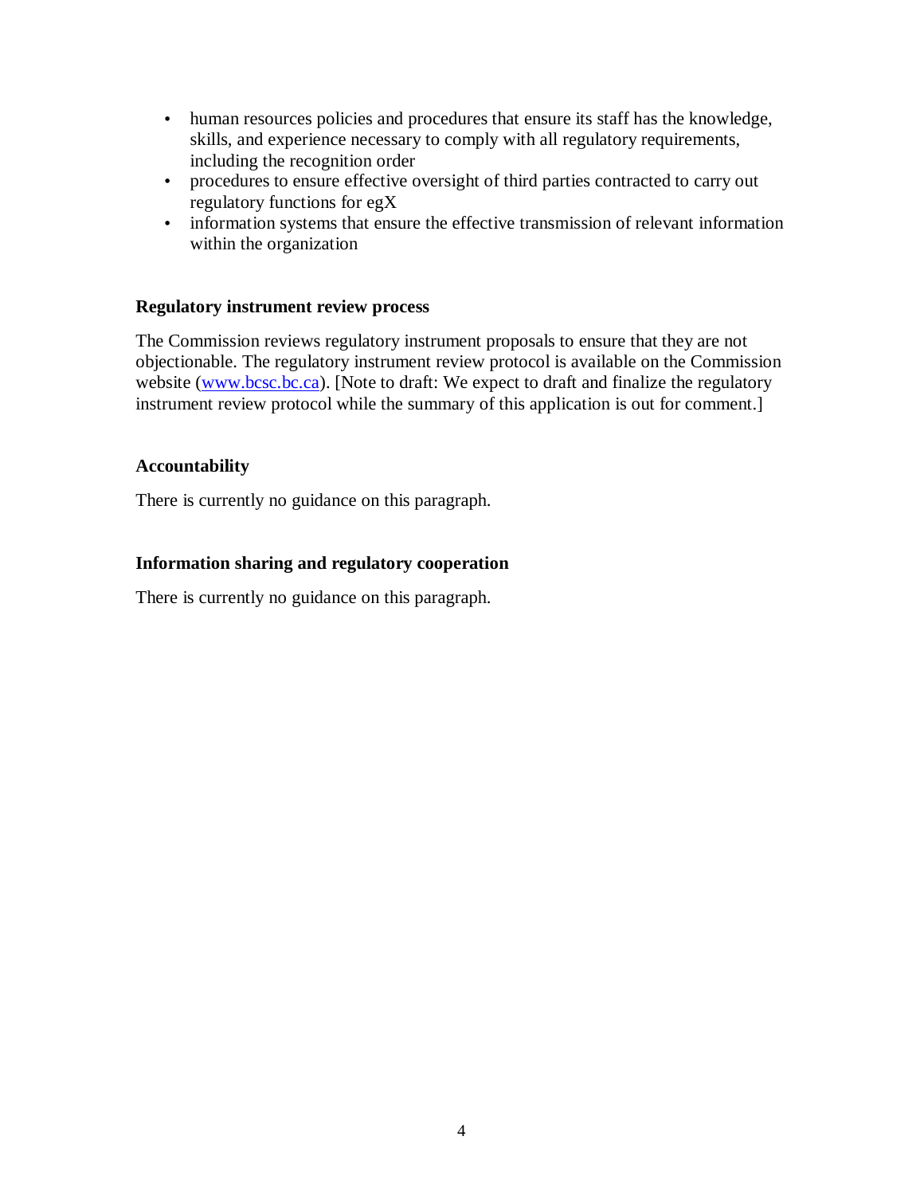- human resources policies and procedures that ensure its staff has the knowledge, skills, and experience necessary to comply with all regulatory requirements, including the recognition order
- procedures to ensure effective oversight of third parties contracted to carry out regulatory functions for egX
- information systems that ensure the effective transmission of relevant information within the organization

**Regulatory instrument review process**

The Commission reviews regulatory instrument proposals to ensure that they are not objectionable. The regulatory instrument review protocol is available on the Commission website (www.bcsc.bc.ca). [Note to draft: We expect to draft and finalize the regulatory instrument review protocol while the summary of this application is out for comment.]

**Accountability**

There is currently no guidance on this paragraph.

**Information sharing and regulatory cooperation**

There is currently no guidance on this paragraph.